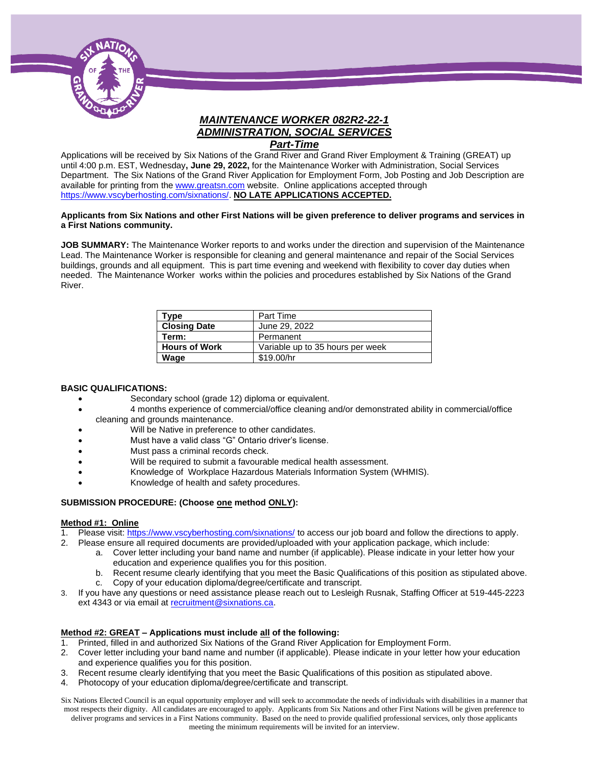# *MAINTENANCE WORKER 082R2-22-1*
## *ADMINISTRATION, SOCIAL SERVICES*
### *Part-Time*

Applications will be received by Six Nations of the Grand River and Grand River Employment & Training (GREAT) up until 4:00 p.m. EST, Wednesday**, June 29, 2022,** for the Maintenance Worker with Administration, Social Services Department. The Six Nations of the Grand River Application for Employment Form, Job Posting and Job Description are available for printing from the www.greatsn.com website. Online applications accepted through https://www.vscyberhosting.com/sixnations/. **NO LATE APPLICATIONS ACCEPTED.**

**Applicants from Six Nations and other First Nations will be given preference to deliver programs and services in a First Nations community.**

**JOB SUMMARY:** The Maintenance Worker reports to and works under the direction and supervision of the Maintenance Lead. The Maintenance Worker is responsible for cleaning and general maintenance and repair of the Social Services buildings, grounds and all equipment. This is part time evening and weekend with flexibility to cover day duties when needed. The Maintenance Worker works within the policies and procedures established by Six Nations of the Grand River.

| **Type** | Part Time |
|---|---|
| **Closing Date** | June 29, 2022 |
| **Term:** | Permanent |
| **Hours of Work** | Variable up to 35 hours per week |
| **Wage** | $19.00/hr |

**BASIC QUALIFICATIONS:**

- Secondary school (grade 12) diploma or equivalent.
- 4 months experience of commercial/office cleaning and/or demonstrated ability in commercial/office cleaning and grounds maintenance.
- Will be Native in preference to other candidates.
- Must have a valid class "G" Ontario driver's license.
- Must pass a criminal records check.
- Will be required to submit a favourable medical health assessment.
- Knowledge of Workplace Hazardous Materials Information System (WHMIS).
- Knowledge of health and safety procedures.

**SUBMISSION PROCEDURE: (Choose one method ONLY):**

**Method #1: Online**

1. Please visit: https://www.vscyberhosting.com/sixnations/ to access our job board and follow the directions to apply.
2. Please ensure all required documents are provided/uploaded with your application package, which include:
   a. Cover letter including your band name and number (if applicable). Please indicate in your letter how your education and experience qualifies you for this position.
   b. Recent resume clearly identifying that you meet the Basic Qualifications of this position as stipulated above.
   c. Copy of your education diploma/degree/certificate and transcript.
3. If you have any questions or need assistance please reach out to Lesleigh Rusnak, Staffing Officer at 519-445-2223 ext 4343 or via email at recruitment@sixnations.ca.

**Method #2: GREAT – Applications must include all of the following:**

1. Printed, filled in and authorized Six Nations of the Grand River Application for Employment Form.
2. Cover letter including your band name and number (if applicable). Please indicate in your letter how your education and experience qualifies you for this position.
3. Recent resume clearly identifying that you meet the Basic Qualifications of this position as stipulated above.
4. Photocopy of your education diploma/degree/certificate and transcript.

Six Nations Elected Council is an equal opportunity employer and will seek to accommodate the needs of individuals with disabilities in a manner that most respects their dignity. All candidates are encouraged to apply. Applicants from Six Nations and other First Nations will be given preference to deliver programs and services in a First Nations community. Based on the need to provide qualified professional services, only those applicants meeting the minimum requirements will be invited for an interview.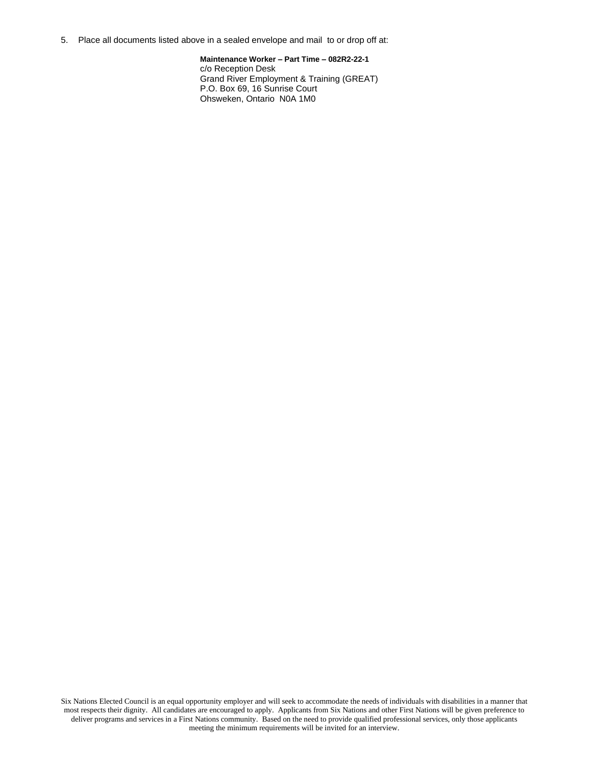5. Place all documents listed above in a sealed envelope and mail to or drop off at:

   **Maintenance Worker – Part Time – 082R2-22-1**
   c/o Reception Desk
   Grand River Employment & Training (GREAT)
   P.O. Box 69, 16 Sunrise Court
   Ohsweken, Ontario N0A 1M0

Six Nations Elected Council is an equal opportunity employer and will seek to accommodate the needs of individuals with disabilities in a manner that most respects their dignity. All candidates are encouraged to apply. Applicants from Six Nations and other First Nations will be given preference to deliver programs and services in a First Nations community. Based on the need to provide qualified professional services, only those applicants meeting the minimum requirements will be invited for an interview.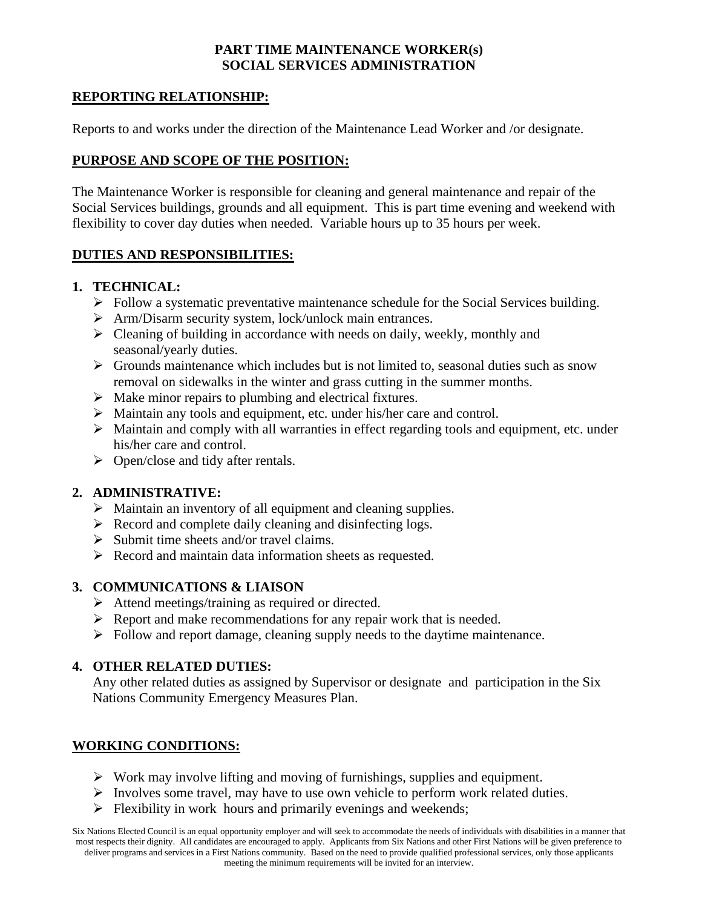**PART TIME MAINTENANCE WORKER(s)**
**SOCIAL SERVICES ADMINISTRATION**

## REPORTING RELATIONSHIP:

Reports to and works under the direction of the Maintenance Lead Worker and /or designate.

## PURPOSE AND SCOPE OF THE POSITION:

The Maintenance Worker is responsible for cleaning and general maintenance and repair of the Social Services buildings, grounds and all equipment. This is part time evening and weekend with flexibility to cover day duties when needed. Variable hours up to 35 hours per week.

## DUTIES AND RESPONSIBILITIES:

**1. TECHNICAL:**

- Follow a systematic preventative maintenance schedule for the Social Services building.
- Arm/Disarm security system, lock/unlock main entrances.
- Cleaning of building in accordance with needs on daily, weekly, monthly and seasonal/yearly duties.
- Grounds maintenance which includes but is not limited to, seasonal duties such as snow removal on sidewalks in the winter and grass cutting in the summer months.
- Make minor repairs to plumbing and electrical fixtures.
- Maintain any tools and equipment, etc. under his/her care and control.
- Maintain and comply with all warranties in effect regarding tools and equipment, etc. under his/her care and control.
- Open/close and tidy after rentals.

**2. ADMINISTRATIVE:**

- Maintain an inventory of all equipment and cleaning supplies.
- Record and complete daily cleaning and disinfecting logs.
- Submit time sheets and/or travel claims.
- Record and maintain data information sheets as requested.

**3. COMMUNICATIONS & LIAISON**

- Attend meetings/training as required or directed.
- Report and make recommendations for any repair work that is needed.
- Follow and report damage, cleaning supply needs to the daytime maintenance.

**4. OTHER RELATED DUTIES:**

Any other related duties as assigned by Supervisor or designate and participation in the Six Nations Community Emergency Measures Plan.

## WORKING CONDITIONS:

- Work may involve lifting and moving of furnishings, supplies and equipment.
- Involves some travel, may have to use own vehicle to perform work related duties.
- Flexibility in work hours and primarily evenings and weekends;

Six Nations Elected Council is an equal opportunity employer and will seek to accommodate the needs of individuals with disabilities in a manner that most respects their dignity. All candidates are encouraged to apply. Applicants from Six Nations and other First Nations will be given preference to deliver programs and services in a First Nations community. Based on the need to provide qualified professional services, only those applicants meeting the minimum requirements will be invited for an interview.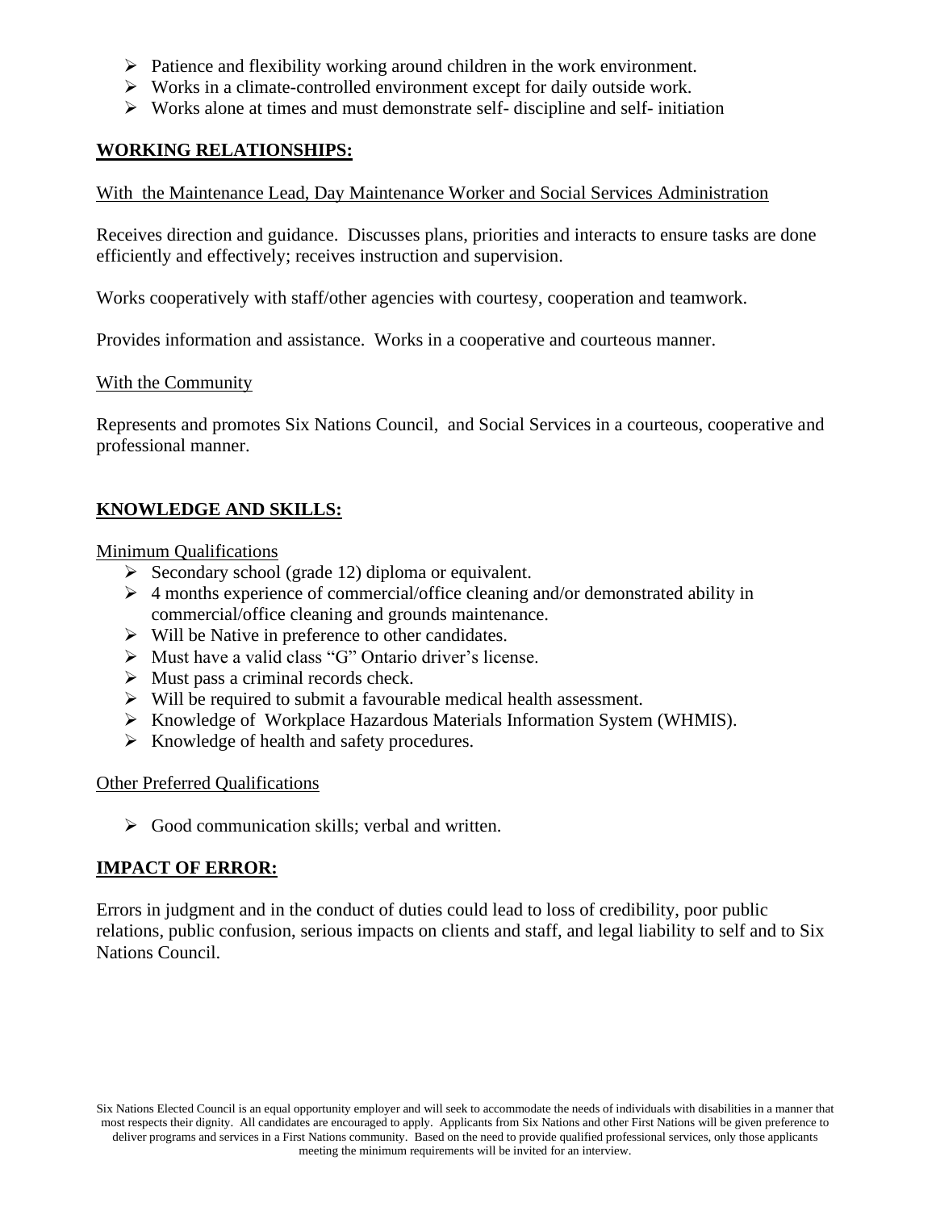- Patience and flexibility working around children in the work environment.
- Works in a climate-controlled environment except for daily outside work.
- Works alone at times and must demonstrate self- discipline and self- initiation

## WORKING RELATIONSHIPS:

With the Maintenance Lead, Day Maintenance Worker and Social Services Administration

Receives direction and guidance. Discusses plans, priorities and interacts to ensure tasks are done efficiently and effectively; receives instruction and supervision.

Works cooperatively with staff/other agencies with courtesy, cooperation and teamwork.

Provides information and assistance. Works in a cooperative and courteous manner.

With the Community

Represents and promotes Six Nations Council, and Social Services in a courteous, cooperative and professional manner.

## KNOWLEDGE AND SKILLS:

Minimum Qualifications

- Secondary school (grade 12) diploma or equivalent.
- 4 months experience of commercial/office cleaning and/or demonstrated ability in commercial/office cleaning and grounds maintenance.
- Will be Native in preference to other candidates.
- Must have a valid class "G" Ontario driver's license.
- Must pass a criminal records check.
- Will be required to submit a favourable medical health assessment.
- Knowledge of Workplace Hazardous Materials Information System (WHMIS).
- Knowledge of health and safety procedures.

Other Preferred Qualifications

- Good communication skills; verbal and written.

## IMPACT OF ERROR:

Errors in judgment and in the conduct of duties could lead to loss of credibility, poor public relations, public confusion, serious impacts on clients and staff, and legal liability to self and to Six Nations Council.

Six Nations Elected Council is an equal opportunity employer and will seek to accommodate the needs of individuals with disabilities in a manner that most respects their dignity. All candidates are encouraged to apply. Applicants from Six Nations and other First Nations will be given preference to deliver programs and services in a First Nations community. Based on the need to provide qualified professional services, only those applicants meeting the minimum requirements will be invited for an interview.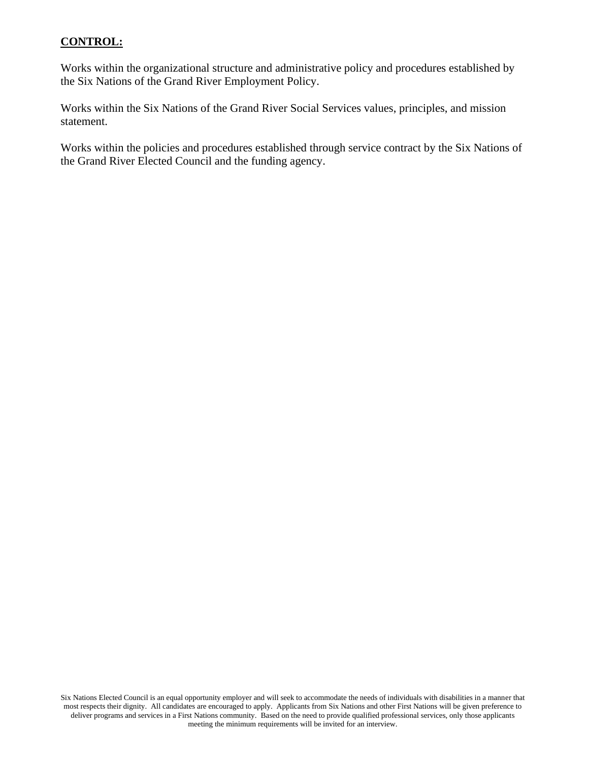**CONTROL:**

Works within the organizational structure and administrative policy and procedures established by the Six Nations of the Grand River Employment Policy.

Works within the Six Nations of the Grand River Social Services values, principles, and mission statement.

Works within the policies and procedures established through service contract by the Six Nations of the Grand River Elected Council and the funding agency.

Six Nations Elected Council is an equal opportunity employer and will seek to accommodate the needs of individuals with disabilities in a manner that most respects their dignity. All candidates are encouraged to apply. Applicants from Six Nations and other First Nations will be given preference to deliver programs and services in a First Nations community. Based on the need to provide qualified professional services, only those applicants meeting the minimum requirements will be invited for an interview.